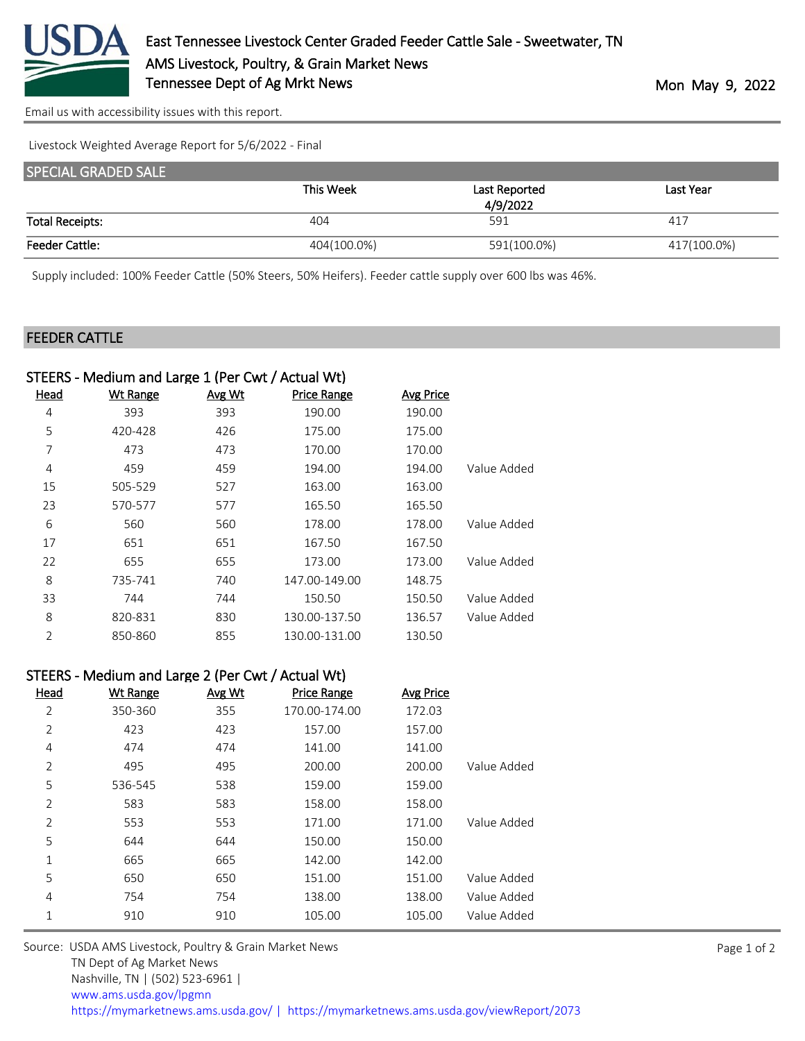# East Tennessee Livestock Center Graded Feeder Cattle Sale - Sweetwater, TN

AMS Livestock, Poultry, & Grain Market News

Tennessee Dept of Ag Mrkt News

Mon May 9, 2022

Email us with accessibility issues with this report.

Livestock Weighted Average Report for 5/6/2022 - Final

## SPECIAL GRADED SALE

| | This Week | Last Reported 4/9/2022 | Last Year |
|---|---|---|---|
| Total Receipts: | 404 | 591 | 417 |
| Feeder Cattle: | 404(100.0%) | 591(100.0%) | 417(100.0%) |

Supply included: 100% Feeder Cattle (50% Steers, 50% Heifers). Feeder cattle supply over 600 lbs was 46%.

## FEEDER CATTLE

### STEERS - Medium and Large 1 (Per Cwt / Actual Wt)

| Head | Wt Range | Avg Wt | Price Range | Avg Price | |
|---|---|---|---|---|---|
| 4 | 393 | 393 | 190.00 | 190.00 | |
| 5 | 420-428 | 426 | 175.00 | 175.00 | |
| 7 | 473 | 473 | 170.00 | 170.00 | |
| 4 | 459 | 459 | 194.00 | 194.00 | Value Added |
| 15 | 505-529 | 527 | 163.00 | 163.00 | |
| 23 | 570-577 | 577 | 165.50 | 165.50 | |
| 6 | 560 | 560 | 178.00 | 178.00 | Value Added |
| 17 | 651 | 651 | 167.50 | 167.50 | |
| 22 | 655 | 655 | 173.00 | 173.00 | Value Added |
| 8 | 735-741 | 740 | 147.00-149.00 | 148.75 | |
| 33 | 744 | 744 | 150.50 | 150.50 | Value Added |
| 8 | 820-831 | 830 | 130.00-137.50 | 136.57 | Value Added |
| 2 | 850-860 | 855 | 130.00-131.00 | 130.50 | |

### STEERS - Medium and Large 2 (Per Cwt / Actual Wt)

| Head | Wt Range | Avg Wt | Price Range | Avg Price | |
|---|---|---|---|---|---|
| 2 | 350-360 | 355 | 170.00-174.00 | 172.03 | |
| 2 | 423 | 423 | 157.00 | 157.00 | |
| 4 | 474 | 474 | 141.00 | 141.00 | |
| 2 | 495 | 495 | 200.00 | 200.00 | Value Added |
| 5 | 536-545 | 538 | 159.00 | 159.00 | |
| 2 | 583 | 583 | 158.00 | 158.00 | |
| 2 | 553 | 553 | 171.00 | 171.00 | Value Added |
| 5 | 644 | 644 | 150.00 | 150.00 | |
| 1 | 665 | 665 | 142.00 | 142.00 | |
| 5 | 650 | 650 | 151.00 | 151.00 | Value Added |
| 4 | 754 | 754 | 138.00 | 138.00 | Value Added |
| 1 | 910 | 910 | 105.00 | 105.00 | Value Added |

Source: USDA AMS Livestock, Poultry & Grain Market News
TN Dept of Ag Market News
Nashville, TN | (502) 523-6961 |
www.ams.usda.gov/lpgmn
https://mymarketnews.ams.usda.gov/ | https://mymarketnews.ams.usda.gov/viewReport/2073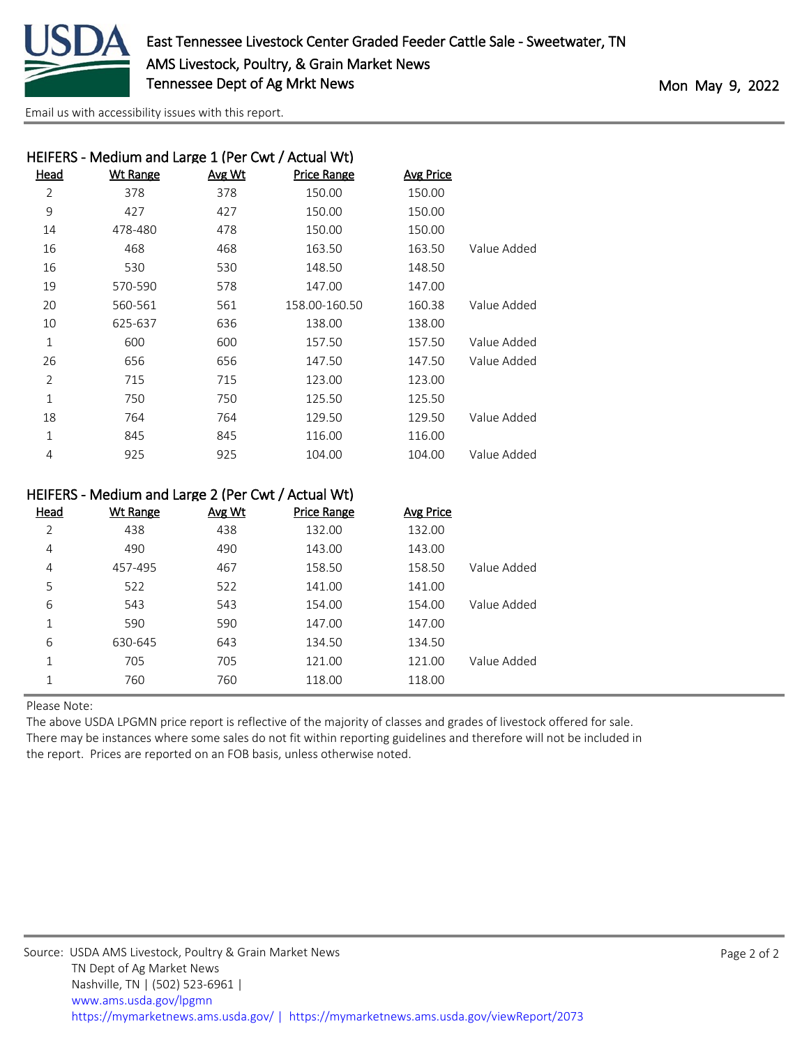East Tennessee Livestock Center Graded Feeder Cattle Sale - Sweetwater, TN
AMS Livestock, Poultry, & Grain Market News
Tennessee Dept of Ag Mrkt News

Mon May 9, 2022

Email us with accessibility issues with this report.

## HEIFERS - Medium and Large 1 (Per Cwt / Actual Wt)

| Head | Wt Range | Avg Wt | Price Range | Avg Price | |
|---|---|---|---|---|---|
| 2 | 378 | 378 | 150.00 | 150.00 | |
| 9 | 427 | 427 | 150.00 | 150.00 | |
| 14 | 478-480 | 478 | 150.00 | 150.00 | |
| 16 | 468 | 468 | 163.50 | 163.50 | Value Added |
| 16 | 530 | 530 | 148.50 | 148.50 | |
| 19 | 570-590 | 578 | 147.00 | 147.00 | |
| 20 | 560-561 | 561 | 158.00-160.50 | 160.38 | Value Added |
| 10 | 625-637 | 636 | 138.00 | 138.00 | |
| 1 | 600 | 600 | 157.50 | 157.50 | Value Added |
| 26 | 656 | 656 | 147.50 | 147.50 | Value Added |
| 2 | 715 | 715 | 123.00 | 123.00 | |
| 1 | 750 | 750 | 125.50 | 125.50 | |
| 18 | 764 | 764 | 129.50 | 129.50 | Value Added |
| 1 | 845 | 845 | 116.00 | 116.00 | |
| 4 | 925 | 925 | 104.00 | 104.00 | Value Added |

## HEIFERS - Medium and Large 2 (Per Cwt / Actual Wt)

| Head | Wt Range | Avg Wt | Price Range | Avg Price | |
|---|---|---|---|---|---|
| 2 | 438 | 438 | 132.00 | 132.00 | |
| 4 | 490 | 490 | 143.00 | 143.00 | |
| 4 | 457-495 | 467 | 158.50 | 158.50 | Value Added |
| 5 | 522 | 522 | 141.00 | 141.00 | |
| 6 | 543 | 543 | 154.00 | 154.00 | Value Added |
| 1 | 590 | 590 | 147.00 | 147.00 | |
| 6 | 630-645 | 643 | 134.50 | 134.50 | |
| 1 | 705 | 705 | 121.00 | 121.00 | Value Added |
| 1 | 760 | 760 | 118.00 | 118.00 | |

Please Note:
The above USDA LPGMN price report is reflective of the majority of classes and grades of livestock offered for sale. There may be instances where some sales do not fit within reporting guidelines and therefore will not be included in the report. Prices are reported on an FOB basis, unless otherwise noted.

Source: USDA AMS Livestock, Poultry & Grain Market News
TN Dept of Ag Market News
Nashville, TN | (502) 523-6961 |
www.ams.usda.gov/lpgmn
https://mymarketnews.ams.usda.gov/ | https://mymarketnews.ams.usda.gov/viewReport/2073